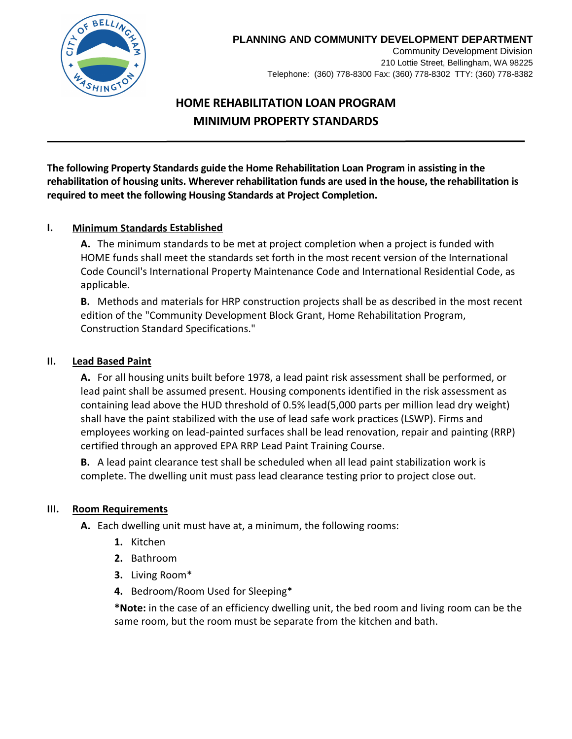**PLANNING AND COMMUNITY DEVELOPMENT DEPARTMENT**
Community Development Division
210 Lottie Street, Bellingham, WA 98225
Telephone: (360) 778-8300 Fax: (360) 778-8302 TTY: (360) 778-8382

# HOME REHABILITATION LOAN PROGRAM
# MINIMUM PROPERTY STANDARDS

**The following Property Standards guide the Home Rehabilitation Loan Program in assisting in the rehabilitation of housing units. Wherever rehabilitation funds are used in the house, the rehabilitation is required to meet the following Housing Standards at Project Completion.**

## I. Minimum Standards Established

**A.** The minimum standards to be met at project completion when a project is funded with HOME funds shall meet the standards set forth in the most recent version of the International Code Council's International Property Maintenance Code and International Residential Code, as applicable.

**B.** Methods and materials for HRP construction projects shall be as described in the most recent edition of the "Community Development Block Grant, Home Rehabilitation Program, Construction Standard Specifications."

## II. Lead Based Paint

**A.** For all housing units built before 1978, a lead paint risk assessment shall be performed, or lead paint shall be assumed present. Housing components identified in the risk assessment as containing lead above the HUD threshold of 0.5% lead(5,000 parts per million lead dry weight) shall have the paint stabilized with the use of lead safe work practices (LSWP). Firms and employees working on lead-painted surfaces shall be lead renovation, repair and painting (RRP) certified through an approved EPA RRP Lead Paint Training Course.

**B.** A lead paint clearance test shall be scheduled when all lead paint stabilization work is complete. The dwelling unit must pass lead clearance testing prior to project close out.

## III. Room Requirements

**A.** Each dwelling unit must have at, a minimum, the following rooms:

1. Kitchen
2. Bathroom
3. Living Room*
4. Bedroom/Room Used for Sleeping*

**\*Note:** in the case of an efficiency dwelling unit, the bed room and living room can be the same room, but the room must be separate from the kitchen and bath.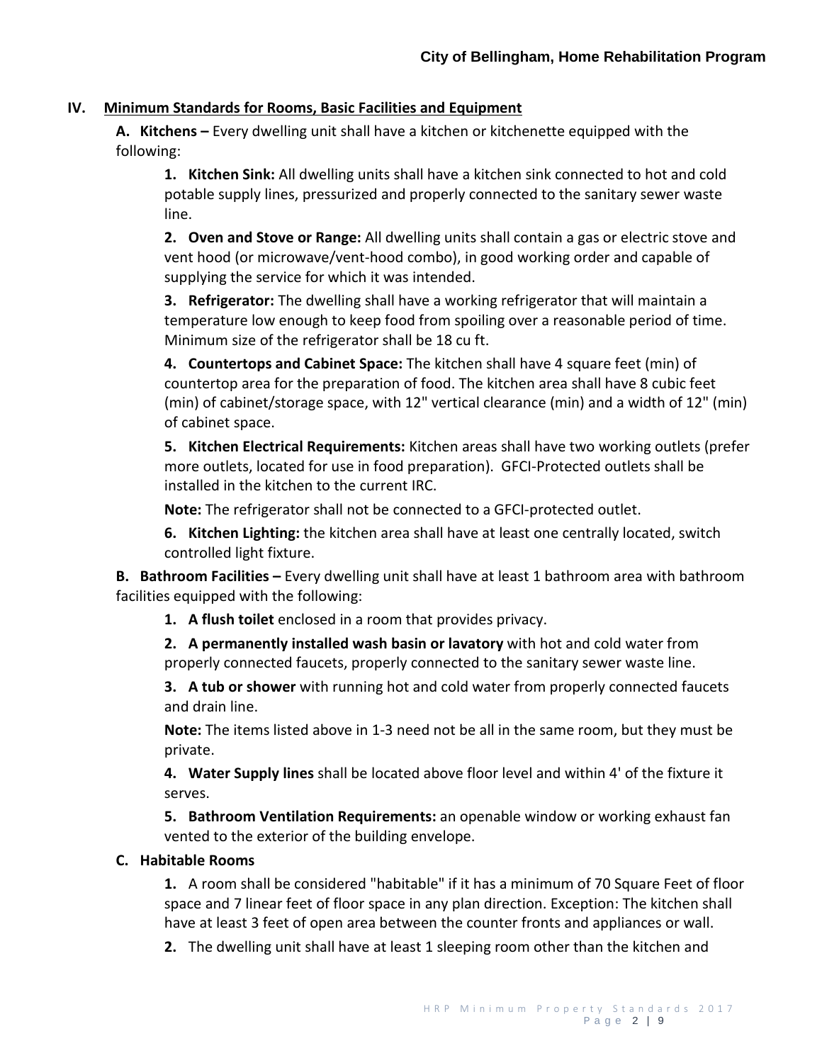## IV. Minimum Standards for Rooms, Basic Facilities and Equipment

**A. Kitchens –** Every dwelling unit shall have a kitchen or kitchenette equipped with the following:

**1. Kitchen Sink:** All dwelling units shall have a kitchen sink connected to hot and cold potable supply lines, pressurized and properly connected to the sanitary sewer waste line.

**2. Oven and Stove or Range:** All dwelling units shall contain a gas or electric stove and vent hood (or microwave/vent-hood combo), in good working order and capable of supplying the service for which it was intended.

**3. Refrigerator:** The dwelling shall have a working refrigerator that will maintain a temperature low enough to keep food from spoiling over a reasonable period of time. Minimum size of the refrigerator shall be 18 cu ft.

**4. Countertops and Cabinet Space:** The kitchen shall have 4 square feet (min) of countertop area for the preparation of food. The kitchen area shall have 8 cubic feet (min) of cabinet/storage space, with 12" vertical clearance (min) and a width of 12" (min) of cabinet space.

**5. Kitchen Electrical Requirements:** Kitchen areas shall have two working outlets (prefer more outlets, located for use in food preparation). GFCI-Protected outlets shall be installed in the kitchen to the current IRC.

**Note:** The refrigerator shall not be connected to a GFCI-protected outlet.

**6. Kitchen Lighting:** the kitchen area shall have at least one centrally located, switch controlled light fixture.

**B. Bathroom Facilities –** Every dwelling unit shall have at least 1 bathroom area with bathroom facilities equipped with the following:

**1. A flush toilet** enclosed in a room that provides privacy.

**2. A permanently installed wash basin or lavatory** with hot and cold water from properly connected faucets, properly connected to the sanitary sewer waste line.

**3. A tub or shower** with running hot and cold water from properly connected faucets and drain line.

**Note:** The items listed above in 1-3 need not be all in the same room, but they must be private.

**4. Water Supply lines** shall be located above floor level and within 4' of the fixture it serves.

**5. Bathroom Ventilation Requirements:** an openable window or working exhaust fan vented to the exterior of the building envelope.

**C. Habitable Rooms**

**1.** A room shall be considered "habitable" if it has a minimum of 70 Square Feet of floor space and 7 linear feet of floor space in any plan direction. Exception: The kitchen shall have at least 3 feet of open area between the counter fronts and appliances or wall.

**2.** The dwelling unit shall have at least 1 sleeping room other than the kitchen and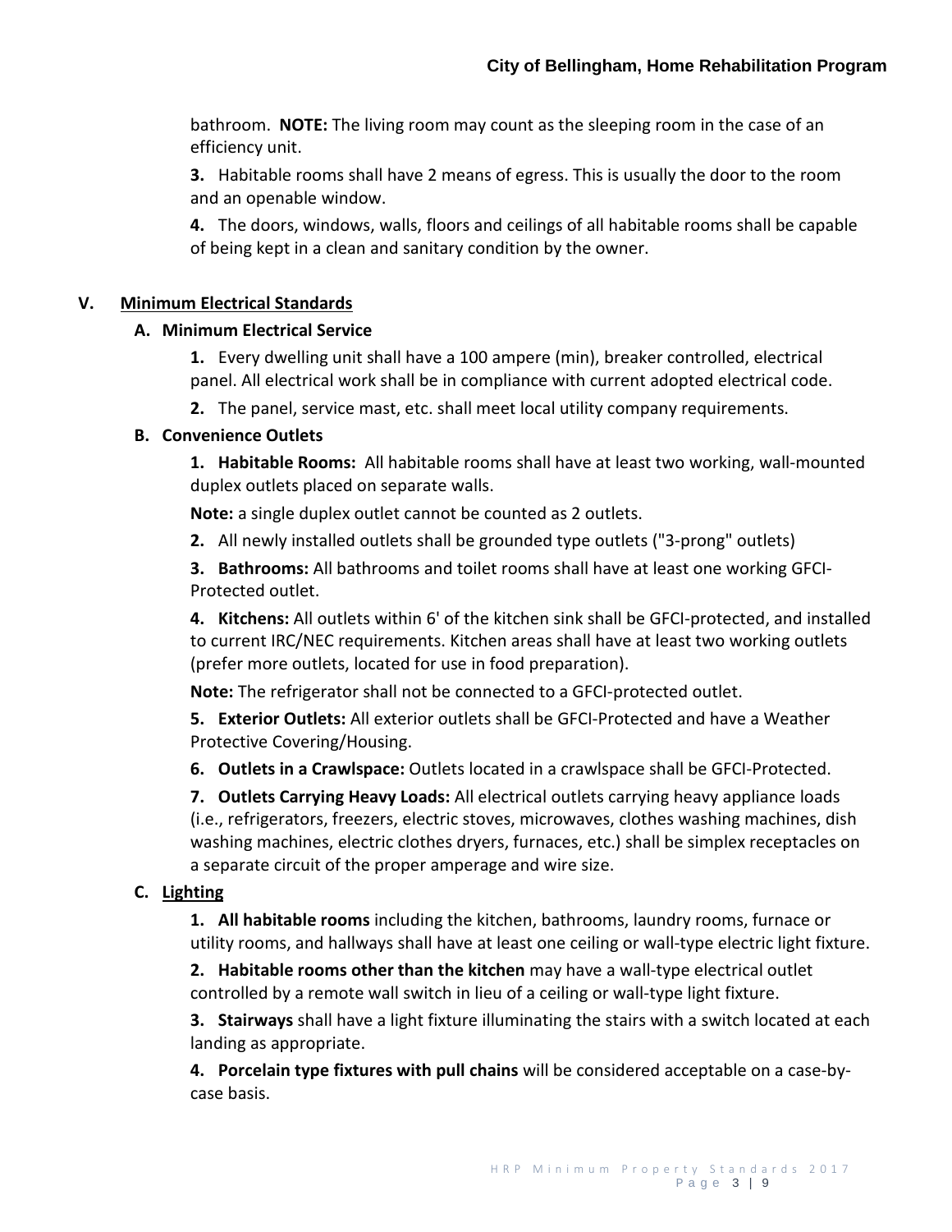bathroom. **NOTE:** The living room may count as the sleeping room in the case of an efficiency unit.

**3.** Habitable rooms shall have 2 means of egress. This is usually the door to the room and an openable window.

**4.** The doors, windows, walls, floors and ceilings of all habitable rooms shall be capable of being kept in a clean and sanitary condition by the owner.

## V. Minimum Electrical Standards

### A. Minimum Electrical Service

**1.** Every dwelling unit shall have a 100 ampere (min), breaker controlled, electrical panel. All electrical work shall be in compliance with current adopted electrical code.

**2.** The panel, service mast, etc. shall meet local utility company requirements.

### B. Convenience Outlets

**1. Habitable Rooms:** All habitable rooms shall have at least two working, wall-mounted duplex outlets placed on separate walls.

**Note:** a single duplex outlet cannot be counted as 2 outlets.

**2.** All newly installed outlets shall be grounded type outlets ("3-prong" outlets)

**3. Bathrooms:** All bathrooms and toilet rooms shall have at least one working GFCI-Protected outlet.

**4. Kitchens:** All outlets within 6' of the kitchen sink shall be GFCI-protected, and installed to current IRC/NEC requirements. Kitchen areas shall have at least two working outlets (prefer more outlets, located for use in food preparation).

**Note:** The refrigerator shall not be connected to a GFCI-protected outlet.

**5. Exterior Outlets:** All exterior outlets shall be GFCI-Protected and have a Weather Protective Covering/Housing.

**6. Outlets in a Crawlspace:** Outlets located in a crawlspace shall be GFCI-Protected.

**7. Outlets Carrying Heavy Loads:** All electrical outlets carrying heavy appliance loads (i.e., refrigerators, freezers, electric stoves, microwaves, clothes washing machines, dish washing machines, electric clothes dryers, furnaces, etc.) shall be simplex receptacles on a separate circuit of the proper amperage and wire size.

### C. Lighting

**1. All habitable rooms** including the kitchen, bathrooms, laundry rooms, furnace or utility rooms, and hallways shall have at least one ceiling or wall-type electric light fixture.

**2. Habitable rooms other than the kitchen** may have a wall-type electrical outlet controlled by a remote wall switch in lieu of a ceiling or wall-type light fixture.

**3. Stairways** shall have a light fixture illuminating the stairs with a switch located at each landing as appropriate.

**4. Porcelain type fixtures with pull chains** will be considered acceptable on a case-by-case basis.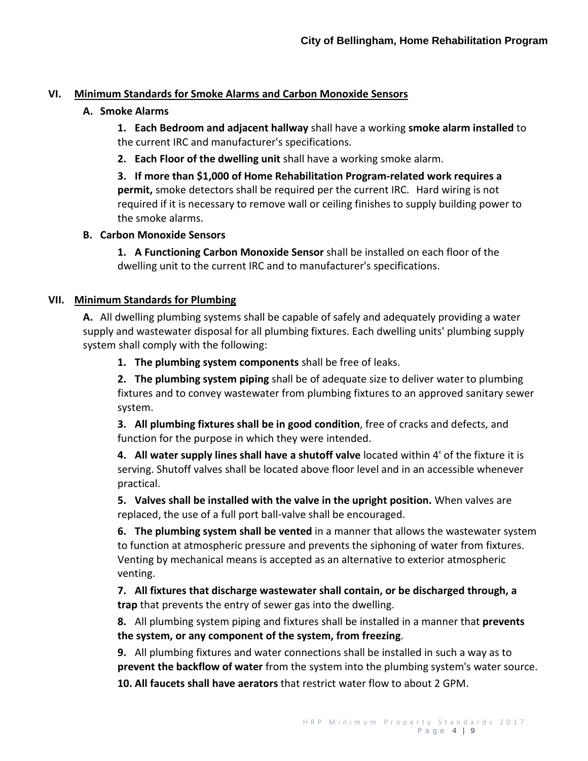## VI. Minimum Standards for Smoke Alarms and Carbon Monoxide Sensors

### A. Smoke Alarms

**1. Each Bedroom and adjacent hallway** shall have a working **smoke alarm installed** to the current IRC and manufacturer's specifications.

**2. Each Floor of the dwelling unit** shall have a working smoke alarm.

**3. If more than $1,000 of Home Rehabilitation Program-related work requires a permit,** smoke detectors shall be required per the current IRC. Hard wiring is not required if it is necessary to remove wall or ceiling finishes to supply building power to the smoke alarms.

### B. Carbon Monoxide Sensors

**1. A Functioning Carbon Monoxide Sensor** shall be installed on each floor of the dwelling unit to the current IRC and to manufacturer's specifications.

## VII. Minimum Standards for Plumbing

**A.** All dwelling plumbing systems shall be capable of safely and adequately providing a water supply and wastewater disposal for all plumbing fixtures. Each dwelling units' plumbing supply system shall comply with the following:

**1. The plumbing system components** shall be free of leaks.

**2. The plumbing system piping** shall be of adequate size to deliver water to plumbing fixtures and to convey wastewater from plumbing fixtures to an approved sanitary sewer system.

**3. All plumbing fixtures shall be in good condition**, free of cracks and defects, and function for the purpose in which they were intended.

**4. All water supply lines shall have a shutoff valve** located within 4' of the fixture it is serving. Shutoff valves shall be located above floor level and in an accessible whenever practical.

**5. Valves shall be installed with the valve in the upright position.** When valves are replaced, the use of a full port ball-valve shall be encouraged.

**6. The plumbing system shall be vented** in a manner that allows the wastewater system to function at atmospheric pressure and prevents the siphoning of water from fixtures. Venting by mechanical means is accepted as an alternative to exterior atmospheric venting.

**7. All fixtures that discharge wastewater shall contain, or be discharged through, a trap** that prevents the entry of sewer gas into the dwelling.

**8.** All plumbing system piping and fixtures shall be installed in a manner that **prevents the system, or any component of the system, from freezing**.

**9.** All plumbing fixtures and water connections shall be installed in such a way as to **prevent the backflow of water** from the system into the plumbing system's water source.

**10. All faucets shall have aerators** that restrict water flow to about 2 GPM.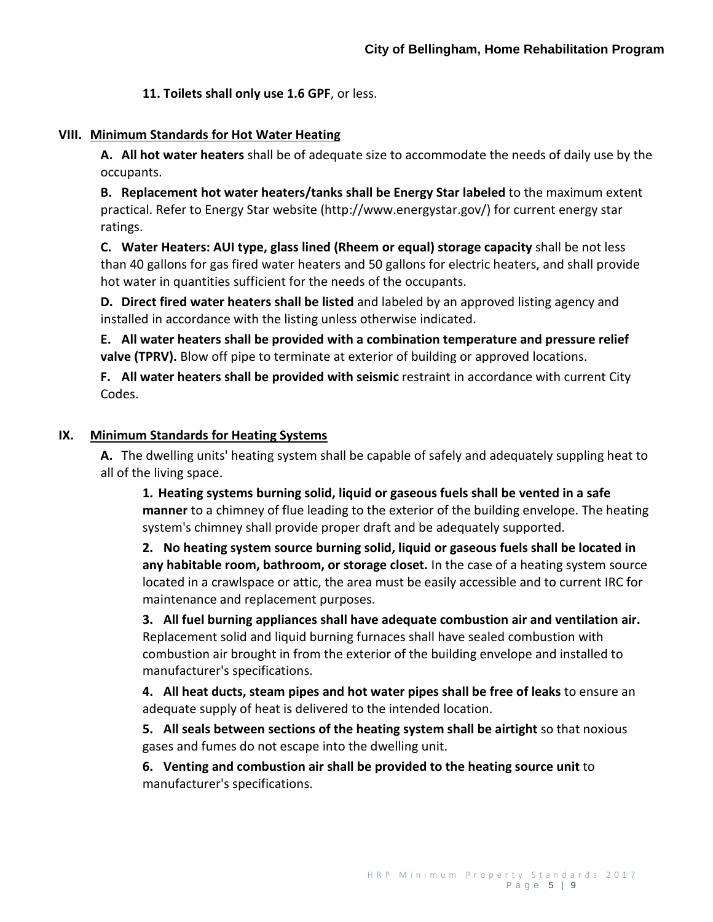**11. Toilets shall only use 1.6 GPF**, or less.

## VIII. Minimum Standards for Hot Water Heating

**A. All hot water heaters** shall be of adequate size to accommodate the needs of daily use by the occupants.

**B. Replacement hot water heaters/tanks shall be Energy Star labeled** to the maximum extent practical. Refer to Energy Star website (http://www.energystar.gov/) for current energy star ratings.

**C. Water Heaters: AUI type, glass lined (Rheem or equal) storage capacity** shall be not less than 40 gallons for gas fired water heaters and 50 gallons for electric heaters, and shall provide hot water in quantities sufficient for the needs of the occupants.

**D. Direct fired water heaters shall be listed** and labeled by an approved listing agency and installed in accordance with the listing unless otherwise indicated.

**E. All water heaters shall be provided with a combination temperature and pressure relief valve (TPRV).** Blow off pipe to terminate at exterior of building or approved locations.

**F. All water heaters shall be provided with seismic** restraint in accordance with current City Codes.

## IX. Minimum Standards for Heating Systems

**A.** The dwelling units' heating system shall be capable of safely and adequately suppling heat to all of the living space.

**1. Heating systems burning solid, liquid or gaseous fuels shall be vented in a safe manner** to a chimney of flue leading to the exterior of the building envelope. The heating system's chimney shall provide proper draft and be adequately supported.

**2. No heating system source burning solid, liquid or gaseous fuels shall be located in any habitable room, bathroom, or storage closet.** In the case of a heating system source located in a crawlspace or attic, the area must be easily accessible and to current IRC for maintenance and replacement purposes.

**3. All fuel burning appliances shall have adequate combustion air and ventilation air.** Replacement solid and liquid burning furnaces shall have sealed combustion with combustion air brought in from the exterior of the building envelope and installed to manufacturer's specifications.

**4. All heat ducts, steam pipes and hot water pipes shall be free of leaks** to ensure an adequate supply of heat is delivered to the intended location.

**5. All seals between sections of the heating system shall be airtight** so that noxious gases and fumes do not escape into the dwelling unit.

**6. Venting and combustion air shall be provided to the heating source unit** to manufacturer's specifications.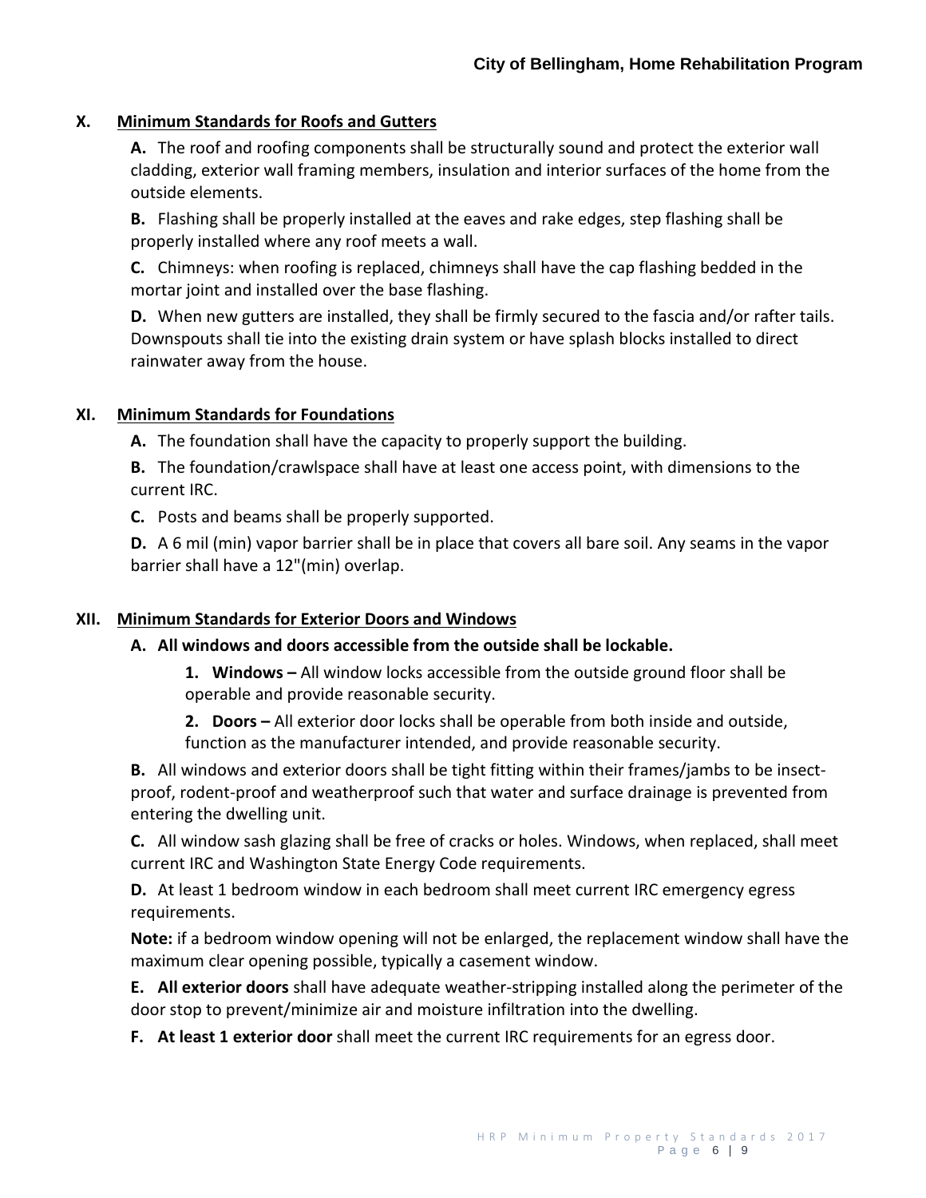## X. Minimum Standards for Roofs and Gutters

**A.** The roof and roofing components shall be structurally sound and protect the exterior wall cladding, exterior wall framing members, insulation and interior surfaces of the home from the outside elements.

**B.** Flashing shall be properly installed at the eaves and rake edges, step flashing shall be properly installed where any roof meets a wall.

**C.** Chimneys: when roofing is replaced, chimneys shall have the cap flashing bedded in the mortar joint and installed over the base flashing.

**D.** When new gutters are installed, they shall be firmly secured to the fascia and/or rafter tails. Downspouts shall tie into the existing drain system or have splash blocks installed to direct rainwater away from the house.

## XI. Minimum Standards for Foundations

**A.** The foundation shall have the capacity to properly support the building.

**B.** The foundation/crawlspace shall have at least one access point, with dimensions to the current IRC.

**C.** Posts and beams shall be properly supported.

**D.** A 6 mil (min) vapor barrier shall be in place that covers all bare soil. Any seams in the vapor barrier shall have a 12"(min) overlap.

## XII. Minimum Standards for Exterior Doors and Windows

**A. All windows and doors accessible from the outside shall be lockable.**

1. **Windows –** All window locks accessible from the outside ground floor shall be operable and provide reasonable security.
2. **Doors –** All exterior door locks shall be operable from both inside and outside, function as the manufacturer intended, and provide reasonable security.

**B.** All windows and exterior doors shall be tight fitting within their frames/jambs to be insect-proof, rodent-proof and weatherproof such that water and surface drainage is prevented from entering the dwelling unit.

**C.** All window sash glazing shall be free of cracks or holes. Windows, when replaced, shall meet current IRC and Washington State Energy Code requirements.

**D.** At least 1 bedroom window in each bedroom shall meet current IRC emergency egress requirements.

**Note:** if a bedroom window opening will not be enlarged, the replacement window shall have the maximum clear opening possible, typically a casement window.

**E. All exterior doors** shall have adequate weather-stripping installed along the perimeter of the door stop to prevent/minimize air and moisture infiltration into the dwelling.

**F. At least 1 exterior door** shall meet the current IRC requirements for an egress door.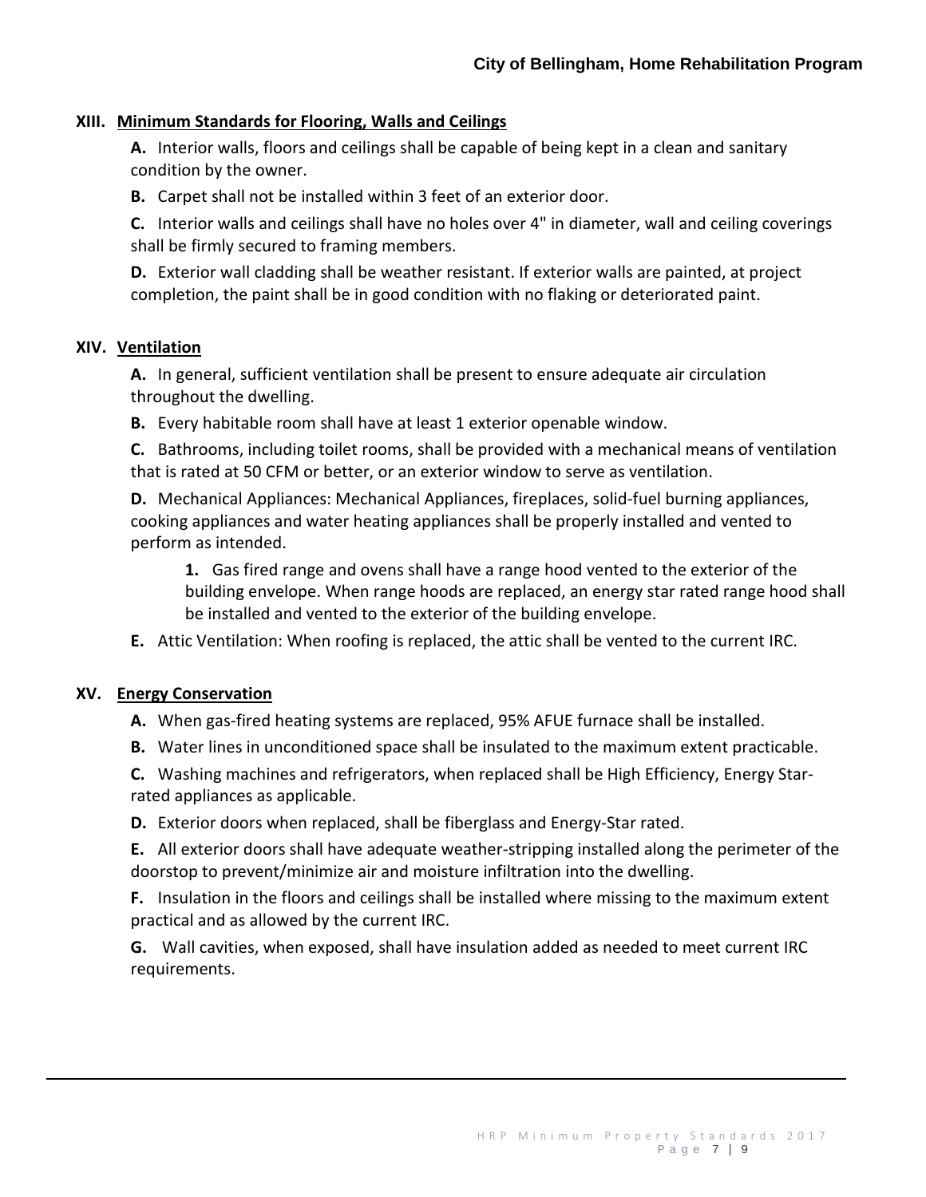## XIII. Minimum Standards for Flooring, Walls and Ceilings

**A.** Interior walls, floors and ceilings shall be capable of being kept in a clean and sanitary condition by the owner.

**B.** Carpet shall not be installed within 3 feet of an exterior door.

**C.** Interior walls and ceilings shall have no holes over 4" in diameter, wall and ceiling coverings shall be firmly secured to framing members.

**D.** Exterior wall cladding shall be weather resistant. If exterior walls are painted, at project completion, the paint shall be in good condition with no flaking or deteriorated paint.

## XIV. Ventilation

**A.** In general, sufficient ventilation shall be present to ensure adequate air circulation throughout the dwelling.

**B.** Every habitable room shall have at least 1 exterior openable window.

**C.** Bathrooms, including toilet rooms, shall be provided with a mechanical means of ventilation that is rated at 50 CFM or better, or an exterior window to serve as ventilation.

**D.** Mechanical Appliances: Mechanical Appliances, fireplaces, solid-fuel burning appliances, cooking appliances and water heating appliances shall be properly installed and vented to perform as intended.

> **1.** Gas fired range and ovens shall have a range hood vented to the exterior of the building envelope. When range hoods are replaced, an energy star rated range hood shall be installed and vented to the exterior of the building envelope.

**E.** Attic Ventilation: When roofing is replaced, the attic shall be vented to the current IRC.

## XV. Energy Conservation

**A.** When gas-fired heating systems are replaced, 95% AFUE furnace shall be installed.

**B.** Water lines in unconditioned space shall be insulated to the maximum extent practicable.

**C.** Washing machines and refrigerators, when replaced shall be High Efficiency, Energy Star-rated appliances as applicable.

**D.** Exterior doors when replaced, shall be fiberglass and Energy-Star rated.

**E.** All exterior doors shall have adequate weather-stripping installed along the perimeter of the doorstop to prevent/minimize air and moisture infiltration into the dwelling.

**F.** Insulation in the floors and ceilings shall be installed where missing to the maximum extent practical and as allowed by the current IRC.

**G.** Wall cavities, when exposed, shall have insulation added as needed to meet current IRC requirements.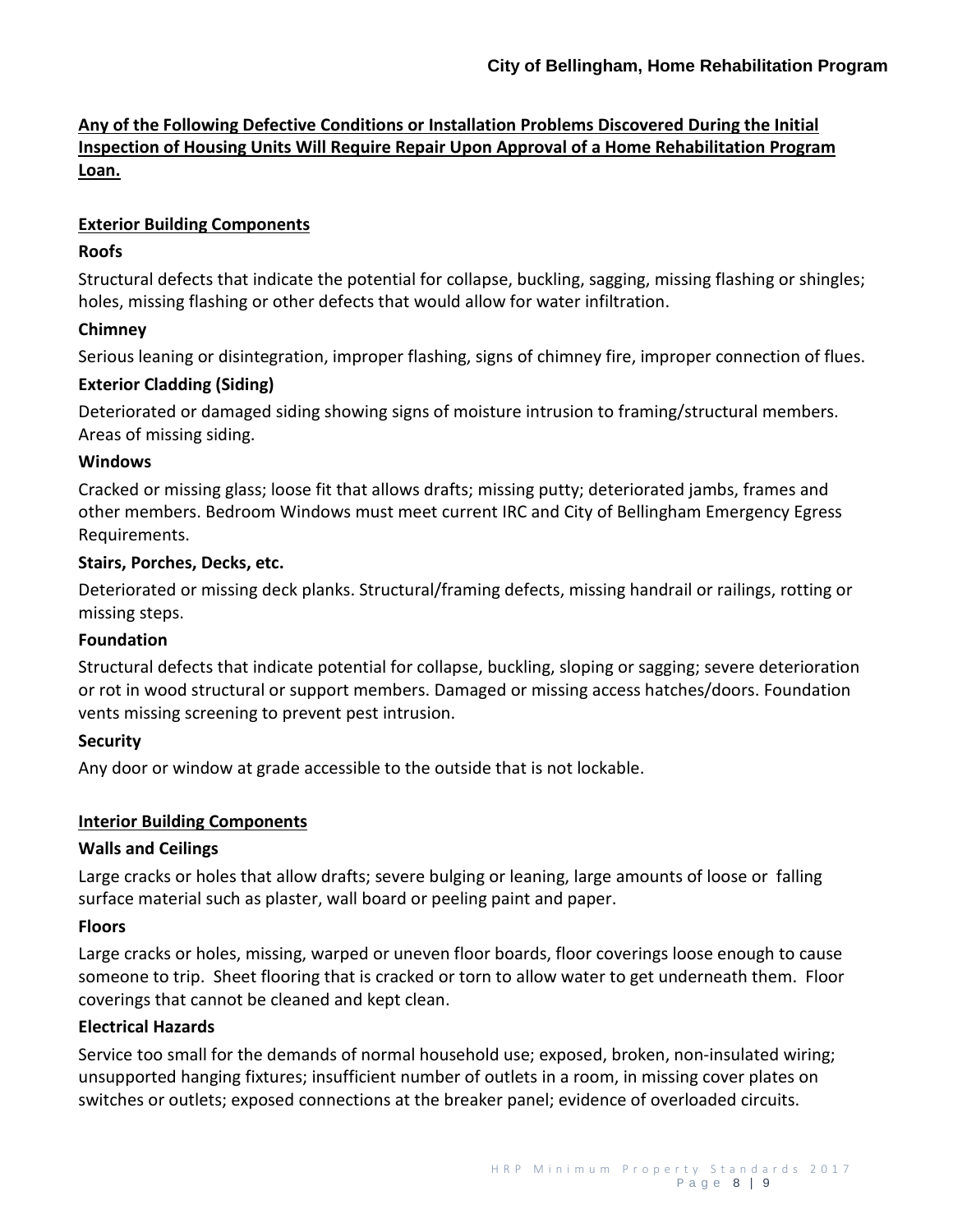**Any of the Following Defective Conditions or Installation Problems Discovered During the Initial Inspection of Housing Units Will Require Repair Upon Approval of a Home Rehabilitation Program Loan.**

## Exterior Building Components

### Roofs

Structural defects that indicate the potential for collapse, buckling, sagging, missing flashing or shingles; holes, missing flashing or other defects that would allow for water infiltration.

### Chimney

Serious leaning or disintegration, improper flashing, signs of chimney fire, improper connection of flues.

### Exterior Cladding (Siding)

Deteriorated or damaged siding showing signs of moisture intrusion to framing/structural members. Areas of missing siding.

### Windows

Cracked or missing glass; loose fit that allows drafts; missing putty; deteriorated jambs, frames and other members. Bedroom Windows must meet current IRC and City of Bellingham Emergency Egress Requirements.

### Stairs, Porches, Decks, etc.

Deteriorated or missing deck planks. Structural/framing defects, missing handrail or railings, rotting or missing steps.

### Foundation

Structural defects that indicate potential for collapse, buckling, sloping or sagging; severe deterioration or rot in wood structural or support members. Damaged or missing access hatches/doors. Foundation vents missing screening to prevent pest intrusion.

### Security

Any door or window at grade accessible to the outside that is not lockable.

## Interior Building Components

### Walls and Ceilings

Large cracks or holes that allow drafts; severe bulging or leaning, large amounts of loose or falling surface material such as plaster, wall board or peeling paint and paper.

### Floors

Large cracks or holes, missing, warped or uneven floor boards, floor coverings loose enough to cause someone to trip. Sheet flooring that is cracked or torn to allow water to get underneath them. Floor coverings that cannot be cleaned and kept clean.

### Electrical Hazards

Service too small for the demands of normal household use; exposed, broken, non-insulated wiring; unsupported hanging fixtures; insufficient number of outlets in a room, in missing cover plates on switches or outlets; exposed connections at the breaker panel; evidence of overloaded circuits.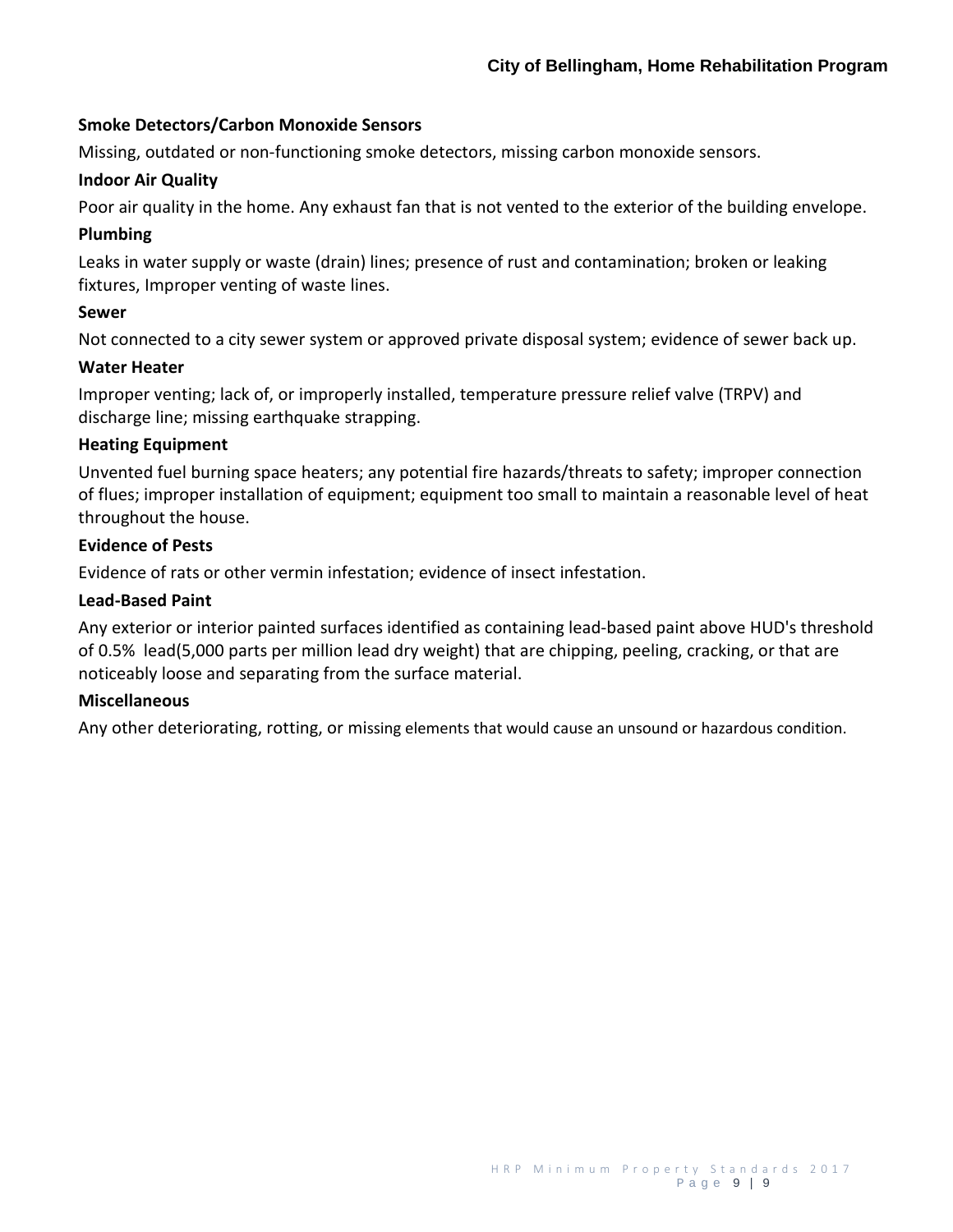**Smoke Detectors/Carbon Monoxide Sensors**

Missing, outdated or non-functioning smoke detectors, missing carbon monoxide sensors.

**Indoor Air Quality**

Poor air quality in the home. Any exhaust fan that is not vented to the exterior of the building envelope.

**Plumbing**

Leaks in water supply or waste (drain) lines; presence of rust and contamination; broken or leaking fixtures, Improper venting of waste lines.

**Sewer**

Not connected to a city sewer system or approved private disposal system; evidence of sewer back up.

**Water Heater**

Improper venting; lack of, or improperly installed, temperature pressure relief valve (TRPV) and discharge line; missing earthquake strapping.

**Heating Equipment**

Unvented fuel burning space heaters; any potential fire hazards/threats to safety; improper connection of flues; improper installation of equipment; equipment too small to maintain a reasonable level of heat throughout the house.

**Evidence of Pests**

Evidence of rats or other vermin infestation; evidence of insect infestation.

**Lead-Based Paint**

Any exterior or interior painted surfaces identified as containing lead-based paint above HUD's threshold of 0.5% lead(5,000 parts per million lead dry weight) that are chipping, peeling, cracking, or that are noticeably loose and separating from the surface material.

**Miscellaneous**

Any other deteriorating, rotting, or missing elements that would cause an unsound or hazardous condition.